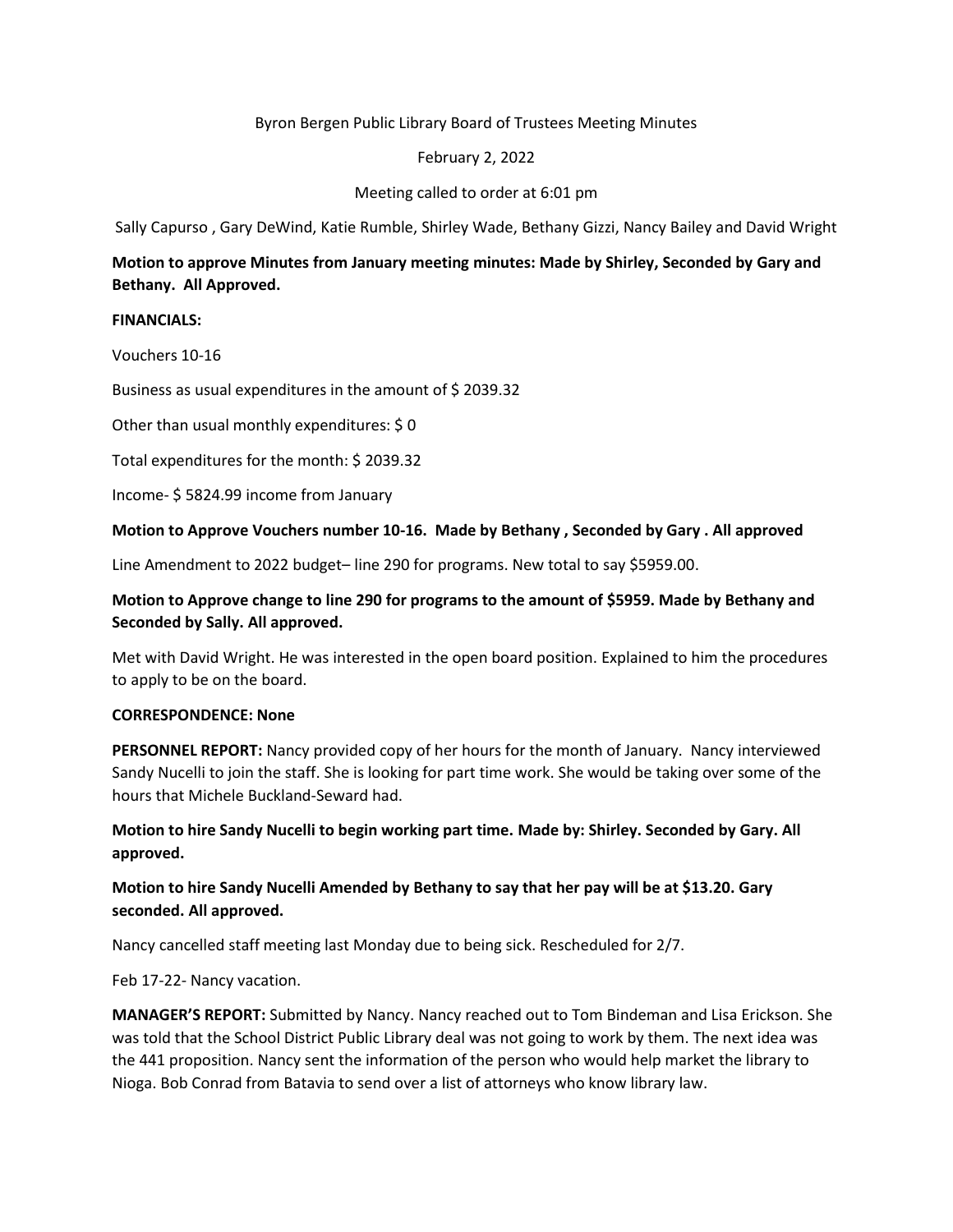Byron Bergen Public Library Board of Trustees Meeting Minutes

February 2, 2022

Meeting called to order at 6:01 pm

Sally Capurso , Gary DeWind, Katie Rumble, Shirley Wade, Bethany Gizzi, Nancy Bailey and David Wright

**Motion to approve Minutes from January meeting minutes: Made by Shirley, Seconded by Gary and Bethany. All Approved.**

**FINANCIALS:**

Vouchers 10-16

Business as usual expenditures in the amount of $ 2039.32

Other than usual monthly expenditures: $ 0

Total expenditures for the month: $ 2039.32

Income- $ 5824.99 income from January

**Motion to Approve Vouchers number 10-16. Made by Bethany , Seconded by Gary . All approved**

Line Amendment to 2022 budget– line 290 for programs. New total to say $5959.00.

**Motion to Approve change to line 290 for programs to the amount of $5959. Made by Bethany and Seconded by Sally. All approved.**

Met with David Wright. He was interested in the open board position. Explained to him the procedures to apply to be on the board.

**CORRESPONDENCE: None**

**PERSONNEL REPORT:** Nancy provided copy of her hours for the month of January. Nancy interviewed Sandy Nucelli to join the staff. She is looking for part time work. She would be taking over some of the hours that Michele Buckland-Seward had.

**Motion to hire Sandy Nucelli to begin working part time. Made by: Shirley. Seconded by Gary. All approved.**

**Motion to hire Sandy Nucelli Amended by Bethany to say that her pay will be at $13.20. Gary seconded. All approved.**

Nancy cancelled staff meeting last Monday due to being sick. Rescheduled for 2/7.

Feb 17-22- Nancy vacation.

**MANAGER'S REPORT:** Submitted by Nancy. Nancy reached out to Tom Bindeman and Lisa Erickson. She was told that the School District Public Library deal was not going to work by them. The next idea was the 441 proposition. Nancy sent the information of the person who would help market the library to Nioga. Bob Conrad from Batavia to send over a list of attorneys who know library law.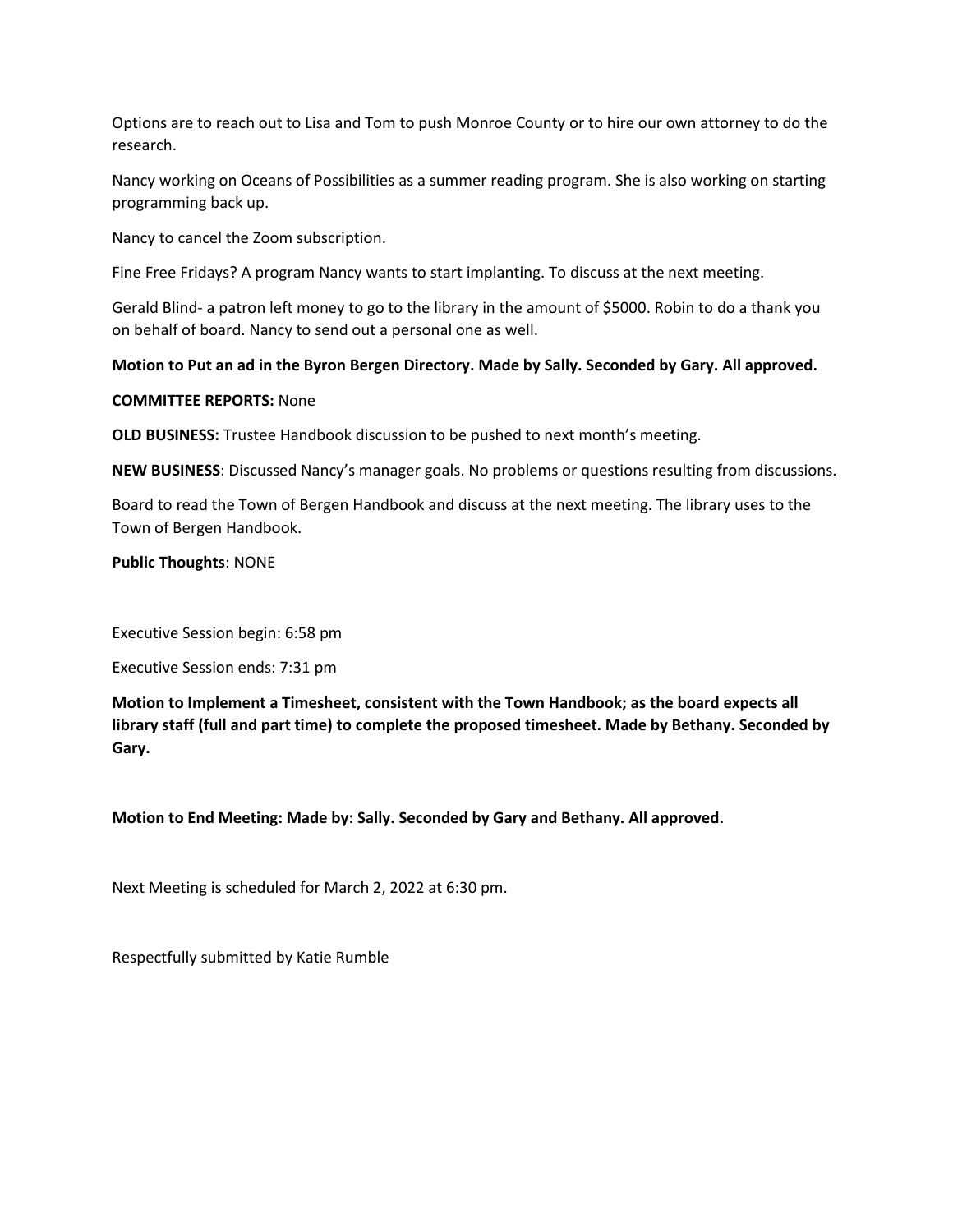Options are to reach out to Lisa and Tom to push Monroe County or to hire our own attorney to do the research.

Nancy working on Oceans of Possibilities as a summer reading program. She is also working on starting programming back up.

Nancy to cancel the Zoom subscription.

Fine Free Fridays? A program Nancy wants to start implanting. To discuss at the next meeting.

Gerald Blind- a patron left money to go to the library in the amount of $5000. Robin to do a thank you on behalf of board. Nancy to send out a personal one as well.

**Motion to Put an ad in the Byron Bergen Directory. Made by Sally. Seconded by Gary. All approved.**

**COMMITTEE REPORTS:** None

**OLD BUSINESS:** Trustee Handbook discussion to be pushed to next month's meeting.

**NEW BUSINESS**: Discussed Nancy's manager goals. No problems or questions resulting from discussions.

Board to read the Town of Bergen Handbook and discuss at the next meeting. The library uses to the Town of Bergen Handbook.

**Public Thoughts**: NONE

Executive Session begin: 6:58 pm

Executive Session ends: 7:31 pm

**Motion to Implement a Timesheet, consistent with the Town Handbook; as the board expects all library staff (full and part time) to complete the proposed timesheet. Made by Bethany. Seconded by Gary.**

**Motion to End Meeting: Made by: Sally. Seconded by Gary and Bethany. All approved.**

Next Meeting is scheduled for March 2, 2022 at 6:30 pm.

Respectfully submitted by Katie Rumble